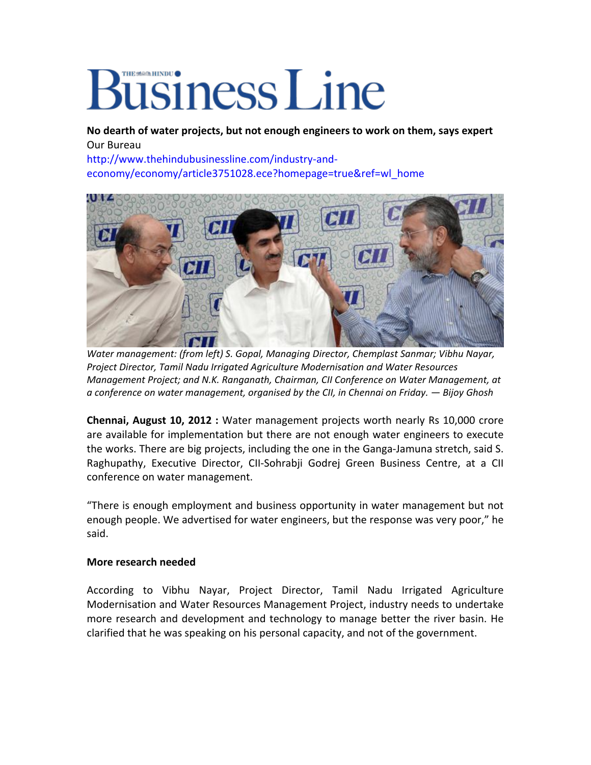# Business Line

**No dearth of water projects, but not enough engineers to work on them, says expert**

Our Bureau

http://www.thehindubusinessline.com/industry-and-economy/economy/article3751028.ece?homepage=true&ref=wl_home

*Water management: (from left) S. Gopal, Managing Director, Chemplast Sanmar; Vibhu Nayar, Project Director, Tamil Nadu Irrigated Agriculture Modernisation and Water Resources Management Project; and N.K. Ranganath, Chairman, CII Conference on Water Management, at a conference on water management, organised by the CII, in Chennai on Friday. — Bijoy Ghosh*

**Chennai, August 10, 2012 :** Water management projects worth nearly Rs 10,000 crore are available for implementation but there are not enough water engineers to execute the works. There are big projects, including the one in the Ganga-Jamuna stretch, said S. Raghupathy, Executive Director, CII-Sohrabji Godrej Green Business Centre, at a CII conference on water management.

"There is enough employment and business opportunity in water management but not enough people. We advertised for water engineers, but the response was very poor," he said.

**More research needed**

According to Vibhu Nayar, Project Director, Tamil Nadu Irrigated Agriculture Modernisation and Water Resources Management Project, industry needs to undertake more research and development and technology to manage better the river basin. He clarified that he was speaking on his personal capacity, and not of the government.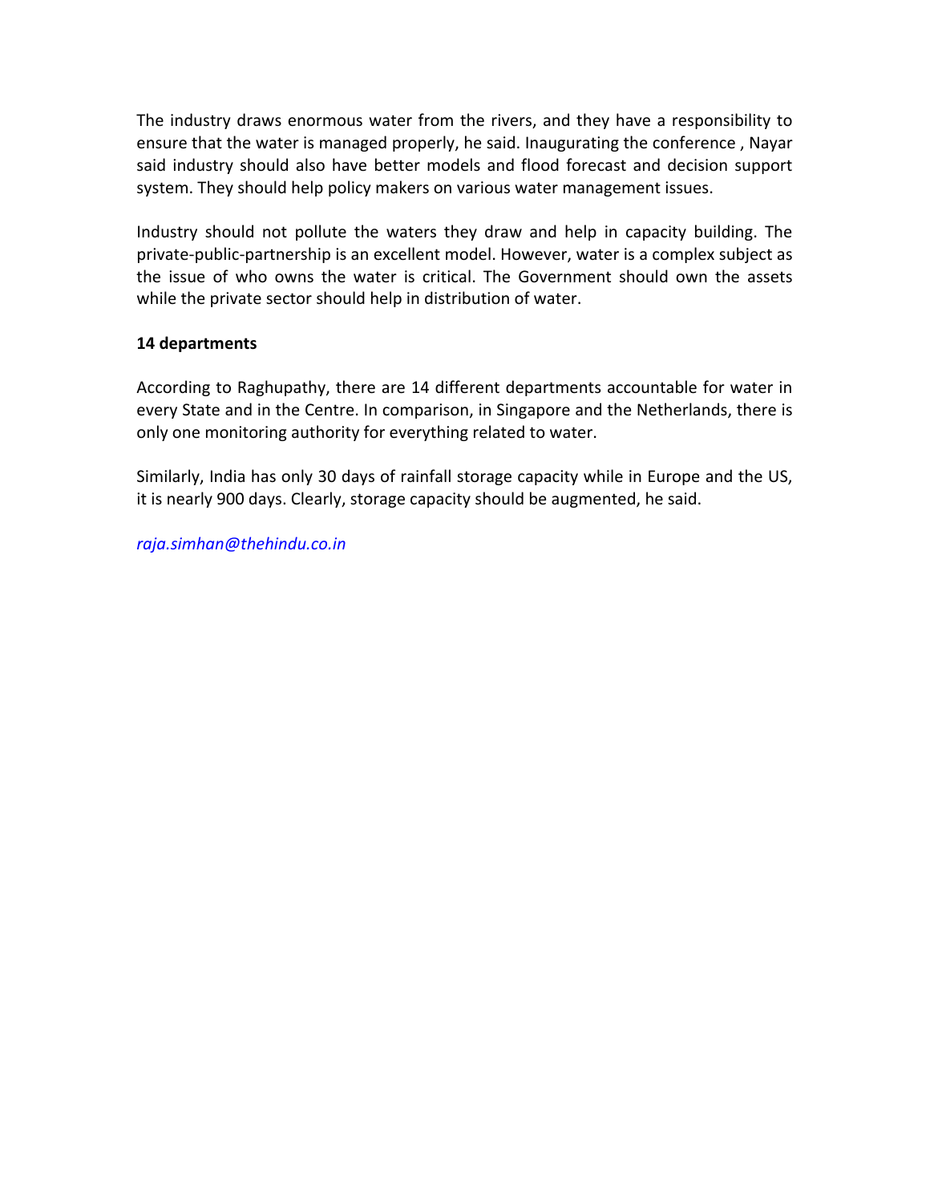The industry draws enormous water from the rivers, and they have a responsibility to ensure that the water is managed properly, he said. Inaugurating the conference , Nayar said industry should also have better models and flood forecast and decision support system. They should help policy makers on various water management issues.

Industry should not pollute the waters they draw and help in capacity building. The private-public-partnership is an excellent model. However, water is a complex subject as the issue of who owns the water is critical. The Government should own the assets while the private sector should help in distribution of water.

**14 departments**

According to Raghupathy, there are 14 different departments accountable for water in every State and in the Centre. In comparison, in Singapore and the Netherlands, there is only one monitoring authority for everything related to water.

Similarly, India has only 30 days of rainfall storage capacity while in Europe and the US, it is nearly 900 days. Clearly, storage capacity should be augmented, he said.

*raja.simhan@thehindu.co.in*